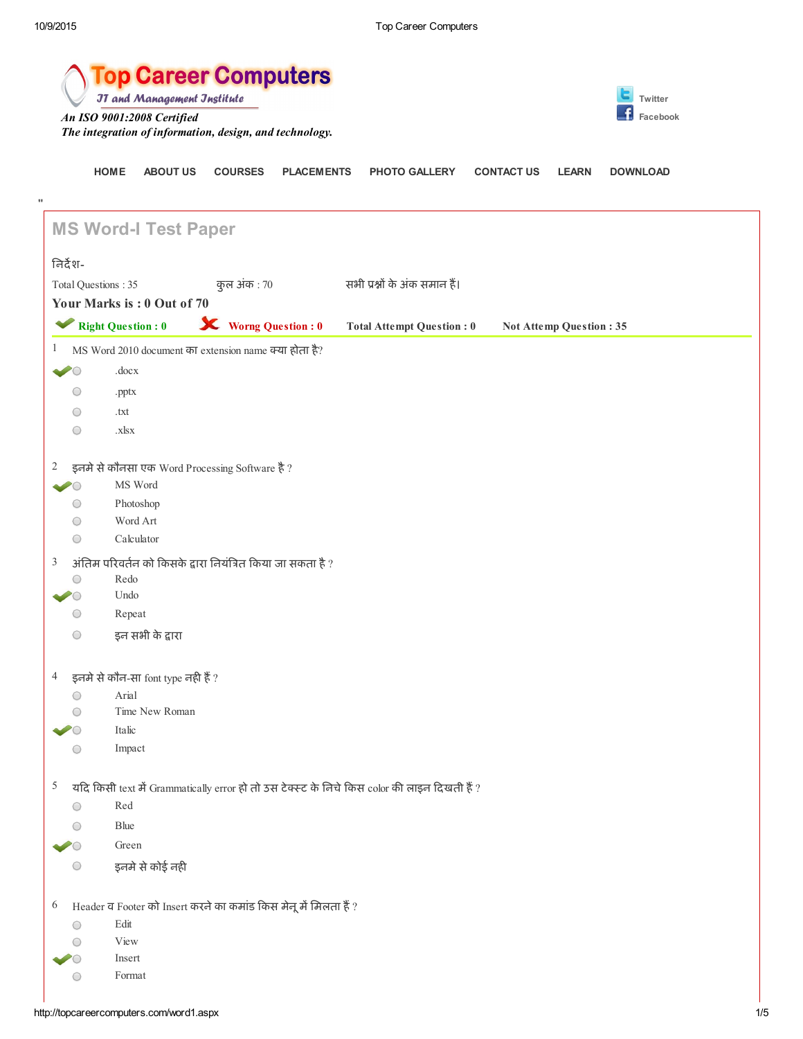# Top Career Computers

*IT and Management Institute*

*An ISO 9001:2008 Certified*
*The integration of information, design, and technology.*

Twitter
Facebook

HOME ABOUT US COURSES PLACEMENTS PHOTO GALLERY CONTACT US LEARN DOWNLOAD

"

## MS Word-I Test Paper

निर्देश-

Total Questions : 35 कुल अंक : 70 सभी प्रश्नों के अंक समान हैं।

**Your Marks is : 0 Out of 70**

**Right Question : 0** **Worng Question : 0** **Total Attempt Question : 0** **Not Attemp Question : 35**

1 MS Word 2010 document का extension name क्या होता है?

- ✔ .docx
- .pptx
- .txt
- .xlsx

2 इनमे से कौनसा एक Word Processing Software है ?

- ✔ MS Word
- Photoshop
- Word Art
- Calculator

3 अंतिम परिवर्तन को किसके द्वारा नियंत्रित किया जा सकता है ?

- Redo
- ✔ Undo
- Repeat
- इन सभी के द्वारा

4 इनमे से कौन-सा font type नही हैं ?

- Arial
- Time New Roman
- ✔ Italic
- Impact

5 यदि किसी text में Grammatically error हो तो उस टेक्स्ट के निचे किस color की लाइन दिखती हैं ?

- Red
- Blue
- ✔ Green
- इनमे से कोई नही

6 Header व Footer को Insert करने का कमांड किस मेनू में मिलता हैं ?

- Edit
- View
- ✔ Insert
- Format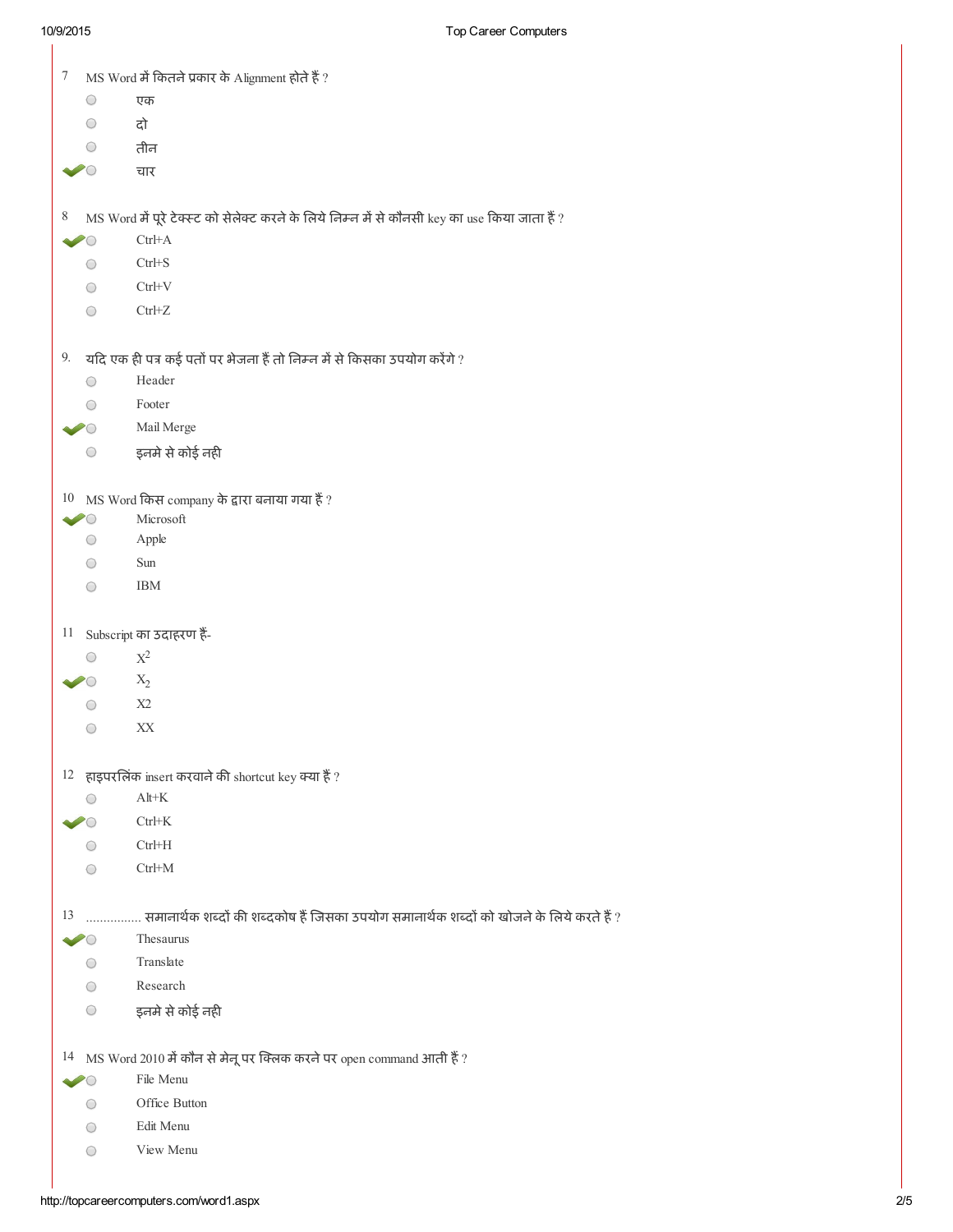7 MS Word में कितने प्रकार के Alignment होते हैं ?

- एक
- दो
- तीन
- ✔ चार

8 MS Word में पूरे टेक्स्ट को सेलेक्ट करने के लिये निम्न में से कौनसी key का use किया जाता हैं ?

- ✔ Ctrl+A
- Ctrl+S
- Ctrl+V
- Ctrl+Z

9. यदि एक ही पत्र कई पतों पर भेजना हैं तो निम्न में से किसका उपयोग करेंगे ?

- Header
- Footer
- ✔ Mail Merge
- इनमे से कोई नही

10 MS Word किस company के द्वारा बनाया गया हैं ?

- ✔ Microsoft
- Apple
- Sun
- IBM

11 Subscript का उदाहरण हैं-

- $X^2$
- ✔ $X_2$
- X2
- XX

12 हाइपरलिंक insert करवाने की shortcut key क्या हैं ?

- Alt+K
- ✔ Ctrl+K
- Ctrl+H
- Ctrl+M

13 ................ समानार्थक शब्दों की शब्दकोष हैं जिसका उपयोग समानार्थक शब्दों को खोजने के लिये करते हैं ?

- ✔ Thesaurus
- Translate
- Research
- इनमे से कोई नही

14 MS Word 2010 में कौन से मेनू पर क्लिक करने पर open command आती हैं ?

- ✔ File Menu
- Office Button
- Edit Menu
- View Menu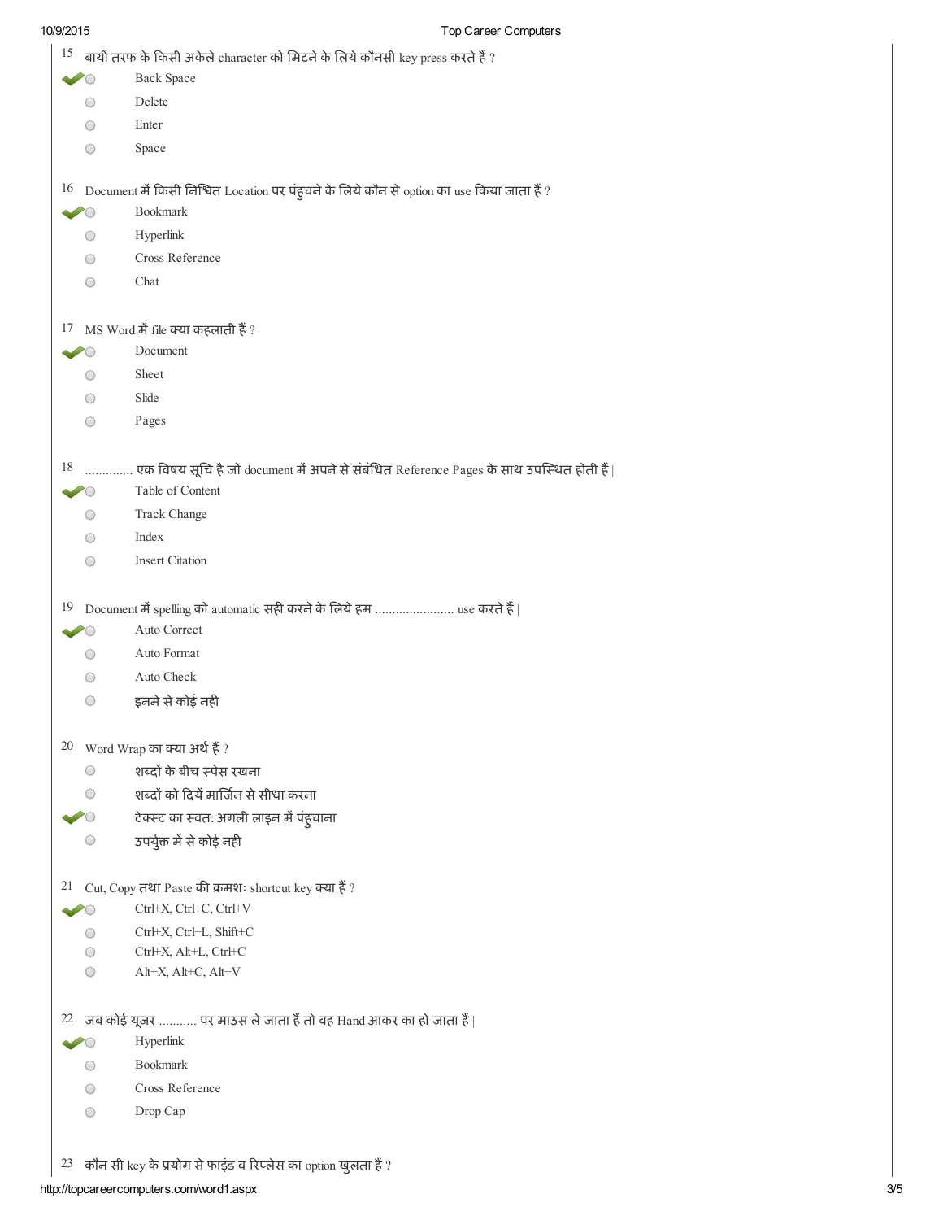15 बायीं तरफ के किसी अकेले character को मिटने के लिये कौनसी key press करते हैं ?

- ✔ Back Space
- Delete
- Enter
- Space

16 Document में किसी निश्चित Location पर पंहुचने के लिये कौन से option का use किया जाता हैं ?

- ✔ Bookmark
- Hyperlink
- Cross Reference
- Chat

17 MS Word में file क्या कहलाती हैं ?

- ✔ Document
- Sheet
- Slide
- Pages

18 ............. एक विषय सूचि है जो document में अपने से संबंधित Reference Pages के साथ उपस्थित होती हैं |

- ✔ Table of Content
- Track Change
- Index
- Insert Citation

19 Document में spelling को automatic सही करने के लिये हम ...................... use करते हैं |

- ✔ Auto Correct
- Auto Format
- Auto Check
- इनमे से कोई नही

20 Word Wrap का क्या अर्थ हैं ?

- शब्दों के बीच स्पेस रखना
- शब्दों को दियें मार्जिन से सीधा करना
- ✔ टेक्स्ट का स्वत: अगली लाइन में पंहुचाना
- उपर्युक्त में से कोई नही

21 Cut, Copy तथा Paste की क्रमशः shortcut key क्या हैं ?

- ✔ Ctrl+X, Ctrl+C, Ctrl+V
- Ctrl+X, Ctrl+L, Shift+C
- Ctrl+X, Alt+L, Ctrl+C
- Alt+X, Alt+C, Alt+V

22 जब कोई यूजर .......... पर माउस ले जाता हैं तो वह Hand आकर का हो जाता हैं |

- ✔ Hyperlink
- Bookmark
- Cross Reference
- Drop Cap

23 कौन सी key के प्रयोग से फाइंड व रिप्लेस का option खुलता हैं ?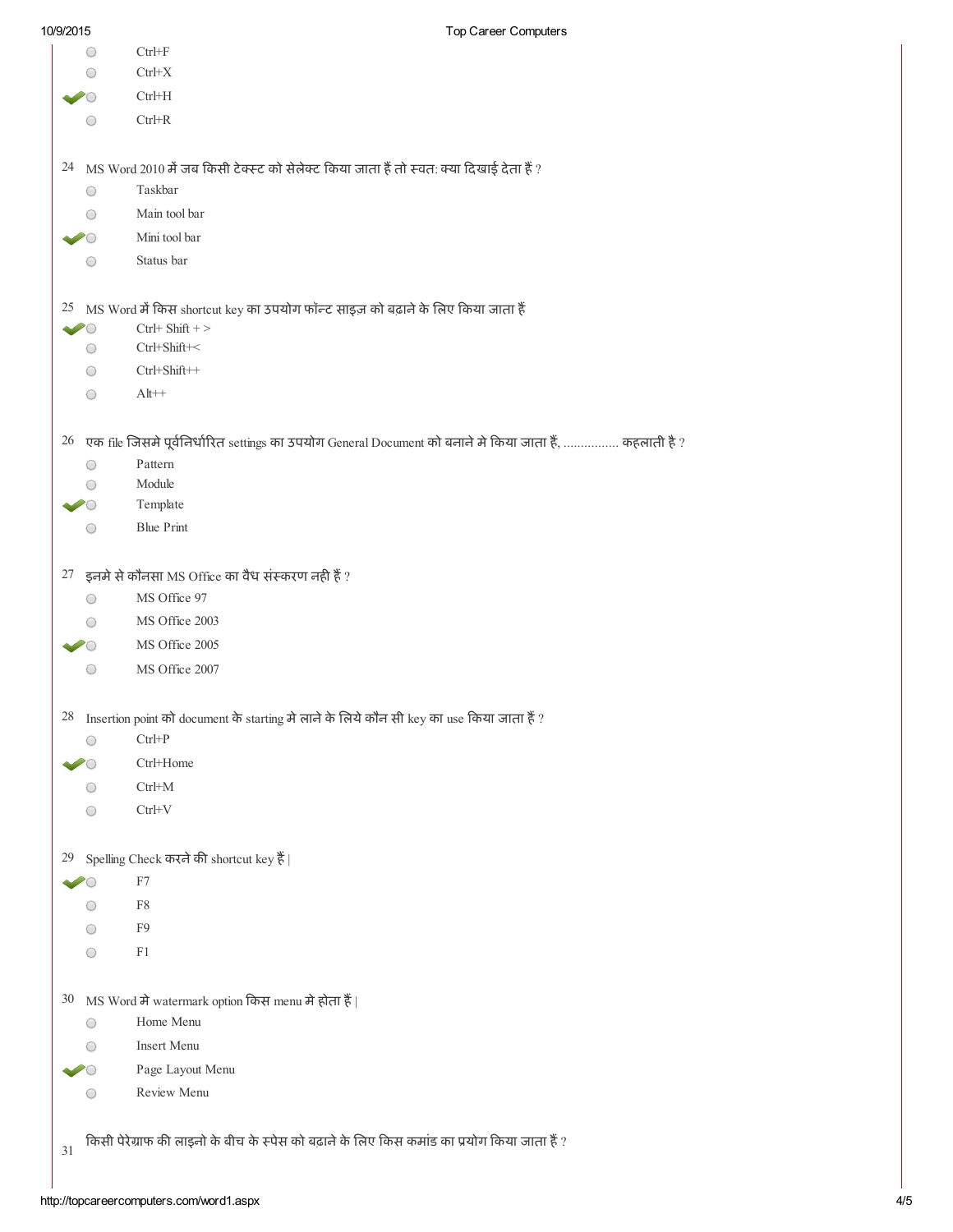- Ctrl+F
- Ctrl+X
- ✔ Ctrl+H
- Ctrl+R

24 MS Word 2010 में जब किसी टेक्स्ट को सेलेक्ट किया जाता हैं तो स्वत: क्या दिखाई देता हैं ?

- Taskbar
- Main tool bar
- ✔ Mini tool bar
- Status bar

25 MS Word में किस shortcut key का उपयोग फॉन्ट साइज़ को बढ़ाने के लिए किया जाता हैं

- ✔ Ctrl+ Shift + >
- Ctrl+Shift+<
- Ctrl+Shift++
- Alt++

26 एक file जिसमे पूर्वनिर्धारित settings का उपयोग General Document को बनाने मे किया जाता हैं, ................ कहलाती है ?

- Pattern
- Module
- ✔ Template
- Blue Print

27 इनमे से कौनसा MS Office का वैध संस्करण नही हैं ?

- MS Office 97
- MS Office 2003
- ✔ MS Office 2005
- MS Office 2007

28 Insertion point को document के starting मे लाने के लिये कौन सी key का use किया जाता हैं ?

- Ctrl+P
- ✔ Ctrl+Home
- Ctrl+M
- Ctrl+V

29 Spelling Check करने की shortcut key हैं |

- ✔ F7
- F8
- F9
- F1

30 MS Word मे watermark option किस menu मे होता हैं |

- Home Menu
- Insert Menu
- ✔ Page Layout Menu
- Review Menu

31 किसी पेरेग्राफ की लाइनो के बीच के स्पेस को बढ़ाने के लिए किस कमांड का प्रयोग किया जाता हैं ?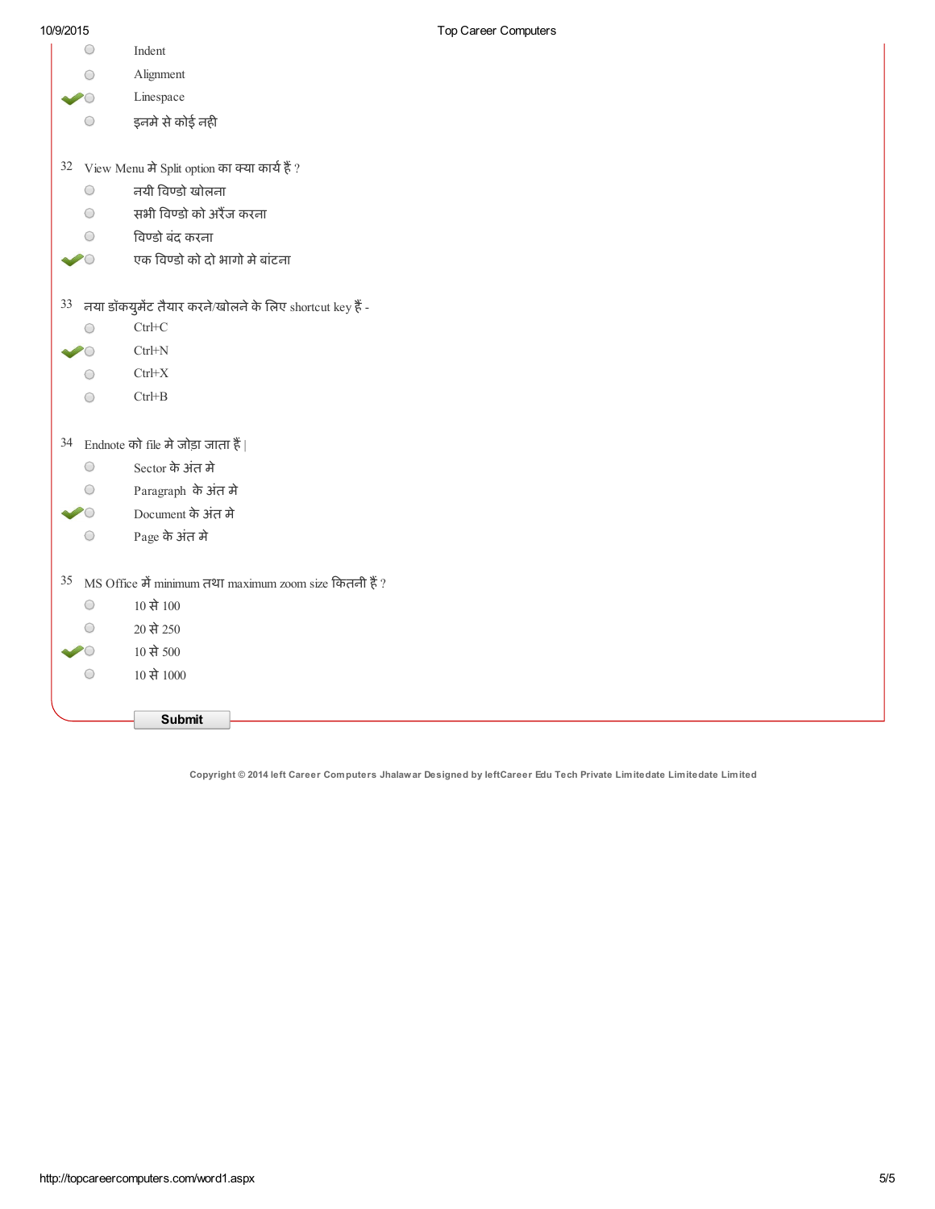- Indent
- Alignment
- ✔ Linespace
- इनमे से कोई नही

32 View Menu मे Split option का क्या कार्य हैं ?

- नयी विण्डो खोलना
- सभी विण्डो को अरैंज करना
- विण्डो बंद करना
- ✔ एक विण्डो को दो भागो मे बांटना

33 नया डॉकयुमेंट तैयार करने/खोलने के लिए shortcut key हैं -

- Ctrl+C
- ✔ Ctrl+N
- Ctrl+X
- Ctrl+B

34 Endnote को file मे जोड़ा जाता हैं |

- Sector के अंत मे
- Paragraph के अंत मे
- ✔ Document के अंत मे
- Page के अंत मे

35 MS Office में minimum तथा maximum zoom size कितनी हैं ?

- 10 से 100
- 20 से 250
- ✔ 10 से 500
- 10 से 1000

Submit

Copyright © 2014 left Career Computers Jhalawar Designed by leftCareer Edu Tech Private Limitedate Limitedate Limited